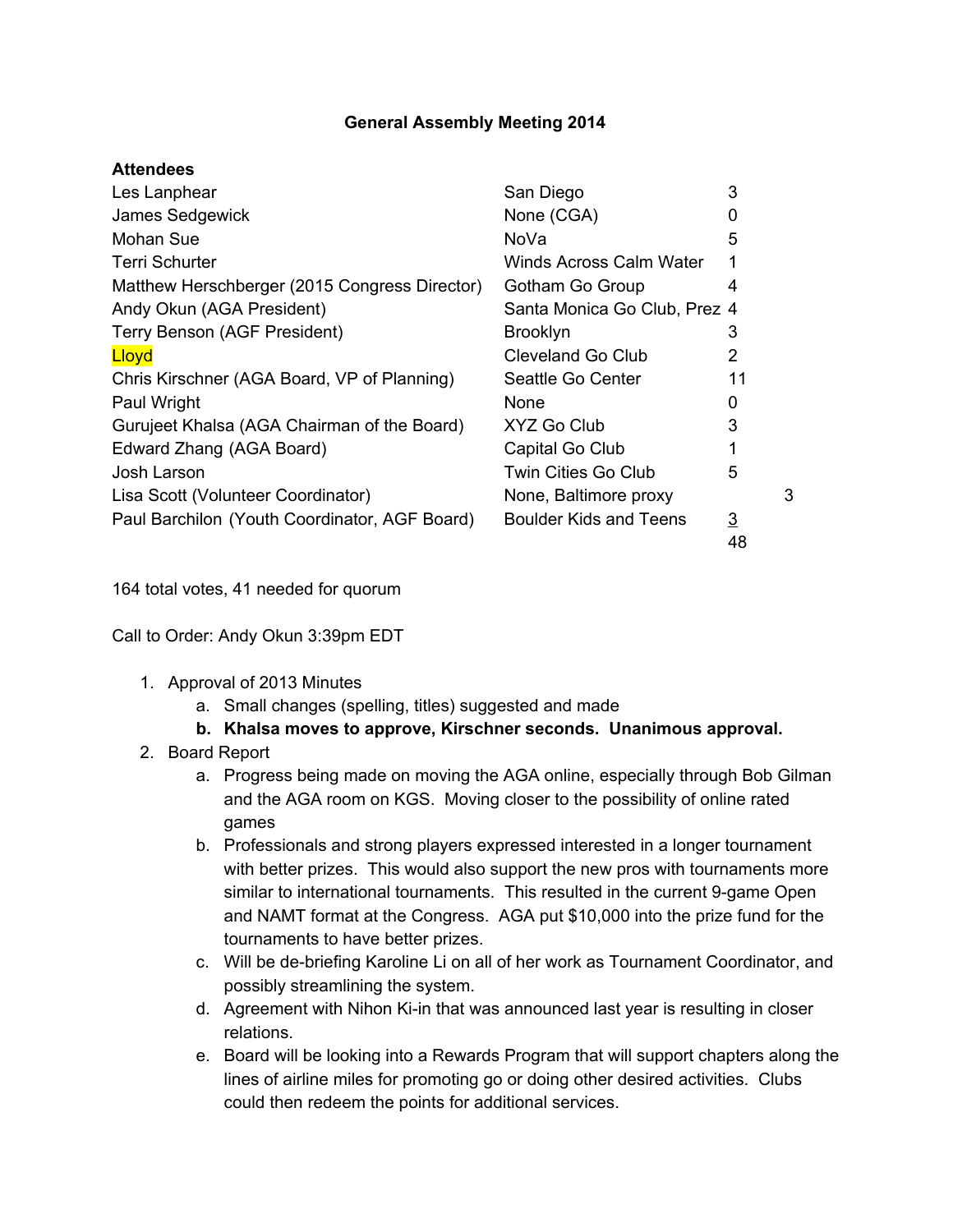**General Assembly Meeting 2014**

**Attendees**

| | | | |
|---|---|---|---|
| Les Lanphear | San Diego | 3 | |
| James Sedgewick | None (CGA) | 0 | |
| Mohan Sue | NoVa | 5 | |
| Terri Schurter | Winds Across Calm Water | 1 | |
| Matthew Herschberger (2015 Congress Director) | Gotham Go Group | 4 | |
| Andy Okun (AGA President) | Santa Monica Go Club, Prez | 4 | |
| Terry Benson (AGF President) | Brooklyn | 3 | |
| Lloyd | Cleveland Go Club | 2 | |
| Chris Kirschner (AGA Board, VP of Planning) | Seattle Go Center | 11 | |
| Paul Wright | None | 0 | |
| Gurujeet Khalsa (AGA Chairman of the Board) | XYZ Go Club | 3 | |
| Edward Zhang (AGA Board) | Capital Go Club | 1 | |
| Josh Larson | Twin Cities Go Club | 5 | |
| Lisa Scott (Volunteer Coordinator) | None, Baltimore proxy | | 3 |
| Paul Barchilon (Youth Coordinator, AGF Board) | Boulder Kids and Teens | 3 | |
| | | 48 | |

164 total votes, 41 needed for quorum

Call to Order: Andy Okun 3:39pm EDT

1. Approval of 2013 Minutes
   a. Small changes (spelling, titles) suggested and made
   b. **Khalsa moves to approve, Kirschner seconds. Unanimous approval.**
2. Board Report
   a. Progress being made on moving the AGA online, especially through Bob Gilman and the AGA room on KGS. Moving closer to the possibility of online rated games
   b. Professionals and strong players expressed interested in a longer tournament with better prizes. This would also support the new pros with tournaments more similar to international tournaments. This resulted in the current 9-game Open and NAMT format at the Congress. AGA put $10,000 into the prize fund for the tournaments to have better prizes.
   c. Will be de-briefing Karoline Li on all of her work as Tournament Coordinator, and possibly streamlining the system.
   d. Agreement with Nihon Ki-in that was announced last year is resulting in closer relations.
   e. Board will be looking into a Rewards Program that will support chapters along the lines of airline miles for promoting go or doing other desired activities. Clubs could then redeem the points for additional services.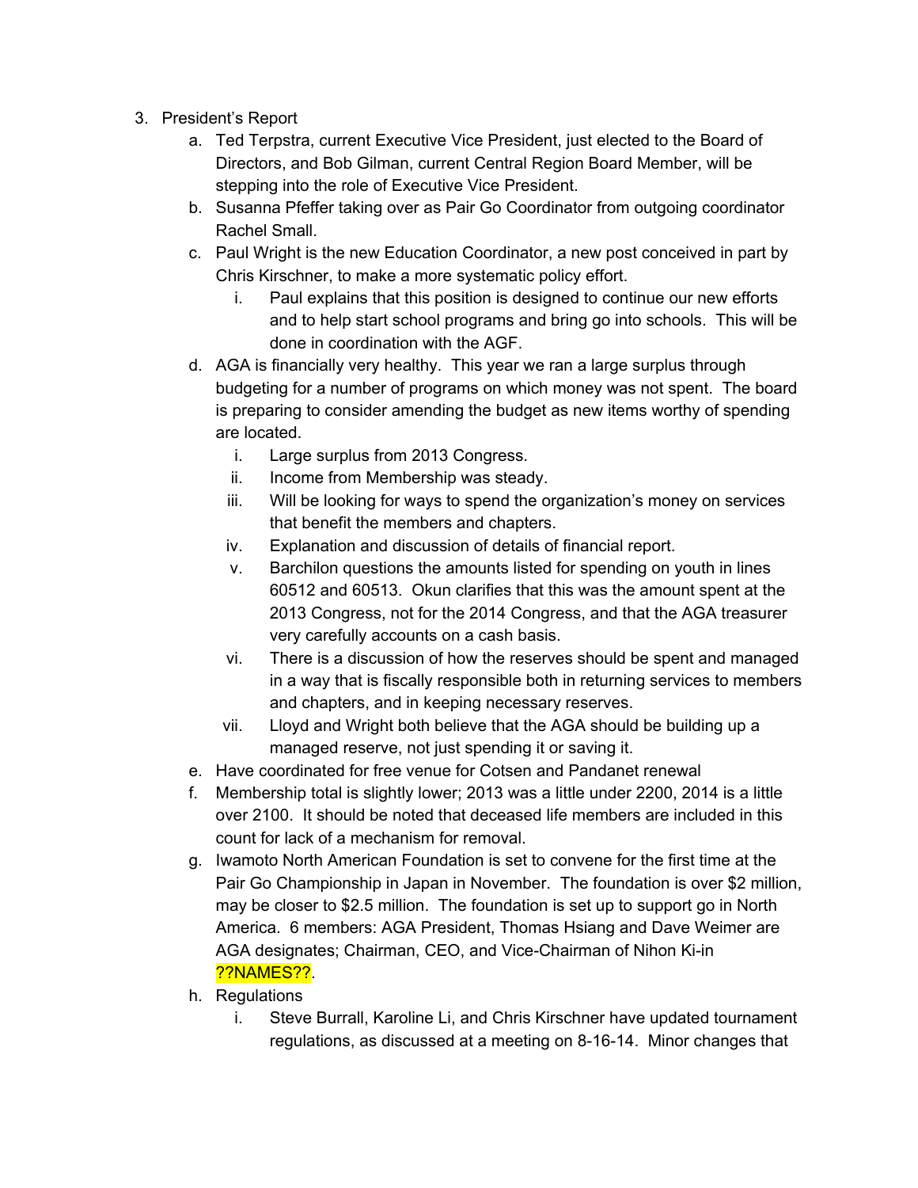3. President's Report
    a. Ted Terpstra, current Executive Vice President, just elected to the Board of Directors, and Bob Gilman, current Central Region Board Member, will be stepping into the role of Executive Vice President.
    b. Susanna Pfeffer taking over as Pair Go Coordinator from outgoing coordinator Rachel Small.
    c. Paul Wright is the new Education Coordinator, a new post conceived in part by Chris Kirschner, to make a more systematic policy effort.
        i. Paul explains that this position is designed to continue our new efforts and to help start school programs and bring go into schools. This will be done in coordination with the AGF.
    d. AGA is financially very healthy. This year we ran a large surplus through budgeting for a number of programs on which money was not spent. The board is preparing to consider amending the budget as new items worthy of spending are located.
        i. Large surplus from 2013 Congress.
        ii. Income from Membership was steady.
        iii. Will be looking for ways to spend the organization's money on services that benefit the members and chapters.
        iv. Explanation and discussion of details of financial report.
        v. Barchilon questions the amounts listed for spending on youth in lines 60512 and 60513. Okun clarifies that this was the amount spent at the 2013 Congress, not for the 2014 Congress, and that the AGA treasurer very carefully accounts on a cash basis.
        vi. There is a discussion of how the reserves should be spent and managed in a way that is fiscally responsible both in returning services to members and chapters, and in keeping necessary reserves.
        vii. Lloyd and Wright both believe that the AGA should be building up a managed reserve, not just spending it or saving it.
    e. Have coordinated for free venue for Cotsen and Pandanet renewal
    f. Membership total is slightly lower; 2013 was a little under 2200, 2014 is a little over 2100. It should be noted that deceased life members are included in this count for lack of a mechanism for removal.
    g. Iwamoto North American Foundation is set to convene for the first time at the Pair Go Championship in Japan in November. The foundation is over $2 million, may be closer to $2.5 million. The foundation is set up to support go in North America. 6 members: AGA President, Thomas Hsiang and Dave Weimer are AGA designates; Chairman, CEO, and Vice-Chairman of Nihon Ki-in ??NAMES??.
    h. Regulations
        i. Steve Burrall, Karoline Li, and Chris Kirschner have updated tournament regulations, as discussed at a meeting on 8-16-14. Minor changes that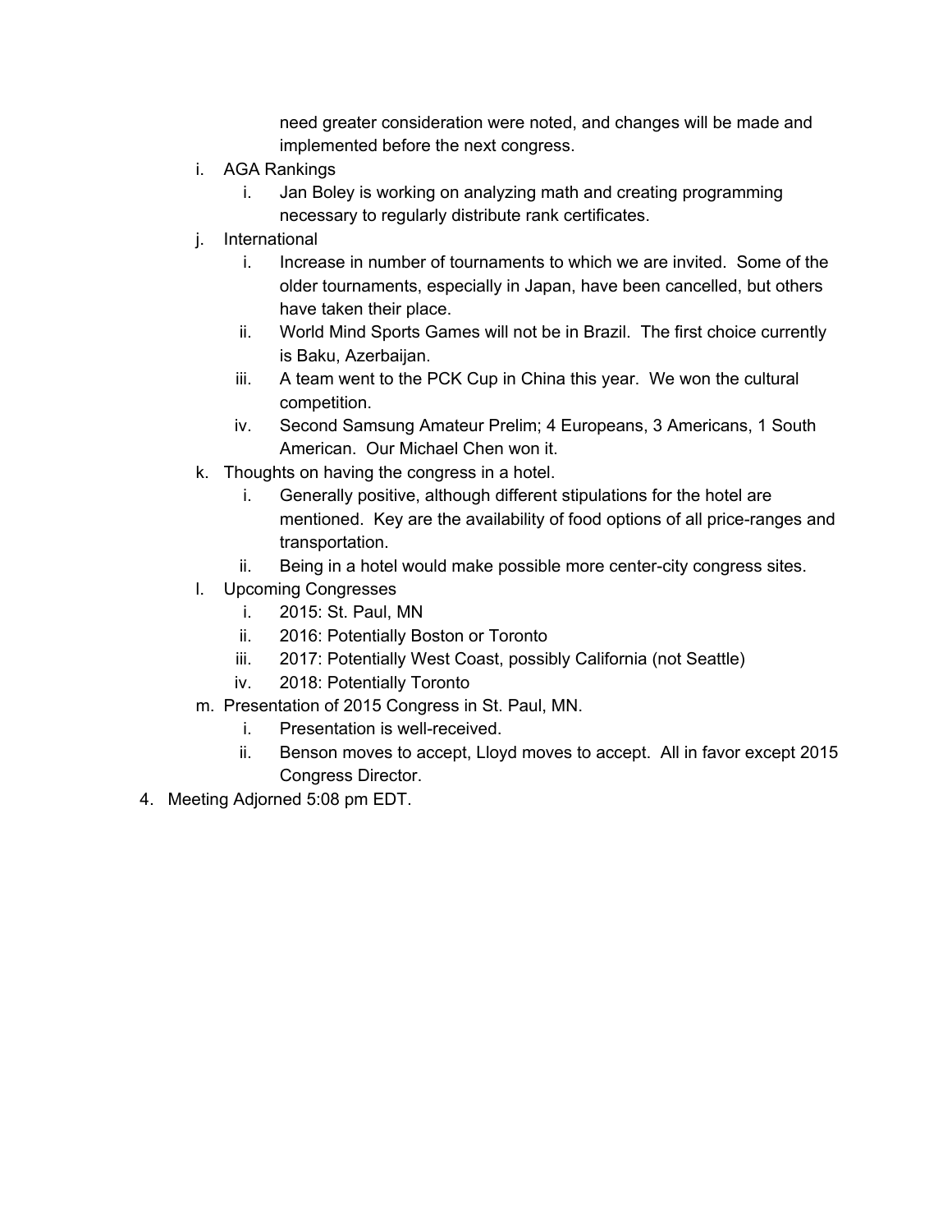need greater consideration were noted, and changes will be made and implemented before the next congress.

i. AGA Rankings
    i. Jan Boley is working on analyzing math and creating programming necessary to regularly distribute rank certificates.
j. International
    i. Increase in number of tournaments to which we are invited. Some of the older tournaments, especially in Japan, have been cancelled, but others have taken their place.
    ii. World Mind Sports Games will not be in Brazil. The first choice currently is Baku, Azerbaijan.
    iii. A team went to the PCK Cup in China this year. We won the cultural competition.
    iv. Second Samsung Amateur Prelim; 4 Europeans, 3 Americans, 1 South American. Our Michael Chen won it.
k. Thoughts on having the congress in a hotel.
    i. Generally positive, although different stipulations for the hotel are mentioned. Key are the availability of food options of all price-ranges and transportation.
    ii. Being in a hotel would make possible more center-city congress sites.
l. Upcoming Congresses
    i. 2015: St. Paul, MN
    ii. 2016: Potentially Boston or Toronto
    iii. 2017: Potentially West Coast, possibly California (not Seattle)
    iv. 2018: Potentially Toronto
m. Presentation of 2015 Congress in St. Paul, MN.
    i. Presentation is well-received.
    ii. Benson moves to accept, Lloyd moves to accept. All in favor except 2015 Congress Director.

4. Meeting Adjourned 5:08 pm EDT.